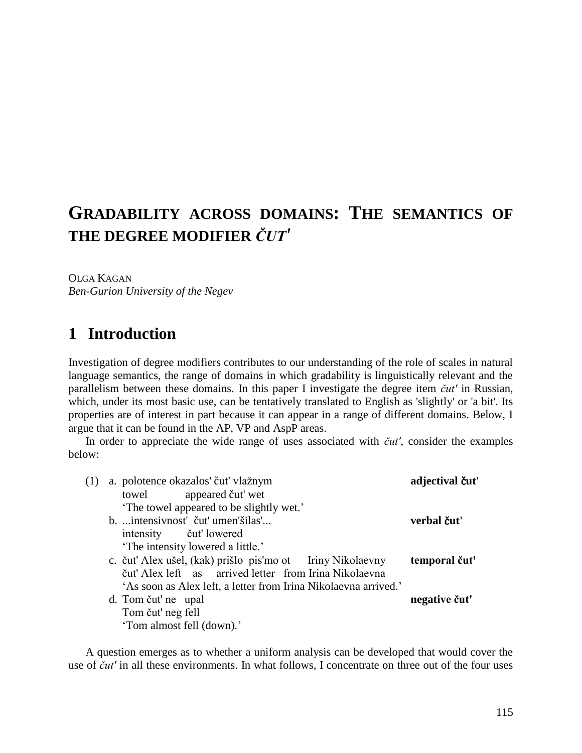# GRADABILITY ACROSS DOMAINS: THE SEMANTICS OF THE DEGREE MODIFIER *ČUT'*

OLGA KAGAN
*Ben-Gurion University of the Negev*

## 1 Introduction

Investigation of degree modifiers contributes to our understanding of the role of scales in natural language semantics, the range of domains in which gradability is linguistically relevant and the parallelism between these domains. In this paper I investigate the degree item *čut'* in Russian, which, under its most basic use, can be tentatively translated to English as 'slightly' or 'a bit'. Its properties are of interest in part because it can appear in a range of different domains. Below, I argue that it can be found in the AP, VP and AspP areas.

In order to appreciate the wide range of uses associated with *čut'*, consider the examples below:

(1) a. polotence okazalos' čut' vlažnym — **adjectival čut'**
   towel appeared čut' wet
   'The towel appeared to be slightly wet.'

b. ...intensivnost' čut' umen'šilas'... — **verbal čut'**
   intensity čut' lowered
   'The intensity lowered a little.'

c. čut' Alex ušel, (kak) prišlo pis'mo ot Iriny Nikolaevny — **temporal čut'**
   čut' Alex left as arrived letter from Irina Nikolaevna
   'As soon as Alex left, a letter from Irina Nikolaevna arrived.'

d. Tom čut' ne upal — **negative čut'**
   Tom čut' neg fell
   'Tom almost fell (down).'

A question emerges as to whether a uniform analysis can be developed that would cover the use of *čut'* in all these environments. In what follows, I concentrate on three out of the four uses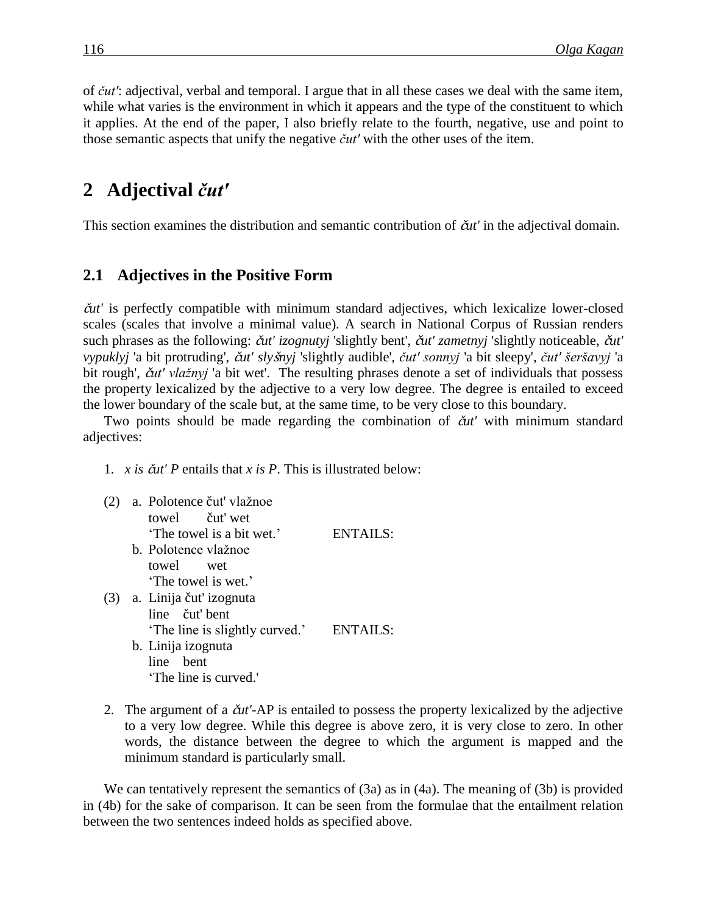of *čut'*: adjectival, verbal and temporal. I argue that in all these cases we deal with the same item, while what varies is the environment in which it appears and the type of the constituent to which it applies. At the end of the paper, I also briefly relate to the fourth, negative, use and point to those semantic aspects that unify the negative *čut'* with the other uses of the item.

# 2 Adjectival *čut'*

This section examines the distribution and semantic contribution of *čut'* in the adjectival domain.

## 2.1 Adjectives in the Positive Form

*čut'* is perfectly compatible with minimum standard adjectives, which lexicalize lower-closed scales (scales that involve a minimal value). A search in National Corpus of Russian renders such phrases as the following: *čut' izognutyj* 'slightly bent', *čut' zametnyj* 'slightly noticeable, *čut' vypuklyj* 'a bit protruding', *čut' slyšnyj* 'slightly audible', *čut' sonnyj* 'a bit sleepy', *čut' šeršavyj* 'a bit rough', *čut' vlažnyj* 'a bit wet'. The resulting phrases denote a set of individuals that possess the property lexicalized by the adjective to a very low degree. The degree is entailed to exceed the lower boundary of the scale but, at the same time, to be very close to this boundary.

Two points should be made regarding the combination of *čut'* with minimum standard adjectives:

1. *x is čut' P* entails that *x is P*. This is illustrated below:

(2) a. Polotence čut' vlažnoe
   towel čut' wet
   'The towel is a bit wet.' ENTAILS:
 b. Polotence vlažnoe
   towel wet
   'The towel is wet.'

(3) a. Linija čut' izognuta
   line čut' bent
   'The line is slightly curved.' ENTAILS:
 b. Linija izognuta
   line bent
   'The line is curved.'

2. The argument of a *čut'*-AP is entailed to possess the property lexicalized by the adjective to a very low degree. While this degree is above zero, it is very close to zero. In other words, the distance between the degree to which the argument is mapped and the minimum standard is particularly small.

We can tentatively represent the semantics of (3a) as in (4a). The meaning of (3b) is provided in (4b) for the sake of comparison. It can be seen from the formulae that the entailment relation between the two sentences indeed holds as specified above.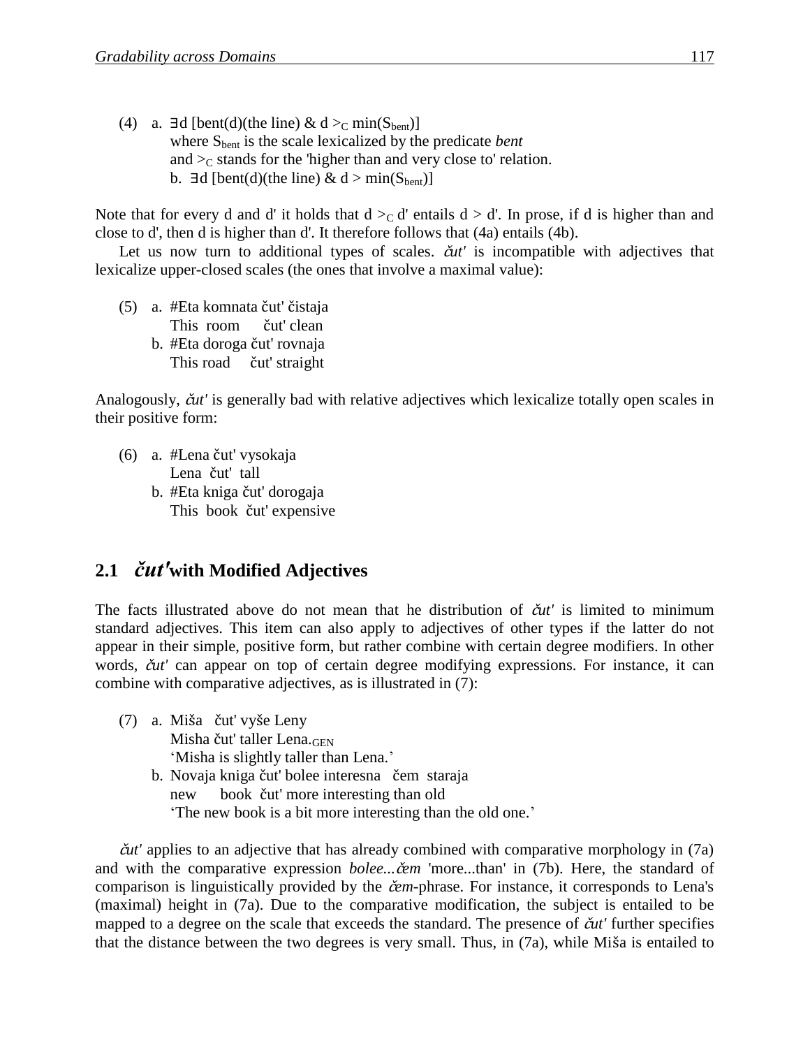(4) a. $\exists$d [bent(d)(the line) & d $>_C$ min($S_{bent}$)]
where $S_{bent}$ is the scale lexicalized by the predicate *bent*
and $>_C$ stands for the 'higher than and very close to' relation.
b. $\exists$d [bent(d)(the line) & d > min($S_{bent}$)]

Note that for every d and d' it holds that d $>_C$ d' entails d > d'. In prose, if d is higher than and close to d', then d is higher than d'. It therefore follows that (4a) entails (4b).

Let us now turn to additional types of scales. *čut'* is incompatible with adjectives that lexicalize upper-closed scales (the ones that involve a maximal value):

(5) a. #Eta komnata čut' čistaja
This room čut' clean
b. #Eta doroga čut' rovnaja
This road čut' straight

Analogously, *čut'* is generally bad with relative adjectives which lexicalize totally open scales in their positive form:

(6) a. #Lena čut' vysokaja
Lena čut' tall
b. #Eta kniga čut' dorogaja
This book čut' expensive

## 2.1 *čut'* with Modified Adjectives

The facts illustrated above do not mean that he distribution of *čut'* is limited to minimum standard adjectives. This item can also apply to adjectives of other types if the latter do not appear in their simple, positive form, but rather combine with certain degree modifiers. In other words, *čut'* can appear on top of certain degree modifying expressions. For instance, it can combine with comparative adjectives, as is illustrated in (7):

(7) a. Miša čut' vyše Leny
Misha čut' taller Lena.$_{GEN}$
'Misha is slightly taller than Lena.'
b. Novaja kniga čut' bolee interesna čem staraja
new book čut' more interesting than old
'The new book is a bit more interesting than the old one.'

*čut'* applies to an adjective that has already combined with comparative morphology in (7a) and with the comparative expression *bolee...čem* 'more...than' in (7b). Here, the standard of comparison is linguistically provided by the *čem*-phrase. For instance, it corresponds to Lena's (maximal) height in (7a). Due to the comparative modification, the subject is entailed to be mapped to a degree on the scale that exceeds the standard. The presence of *čut'* further specifies that the distance between the two degrees is very small. Thus, in (7a), while Miša is entailed to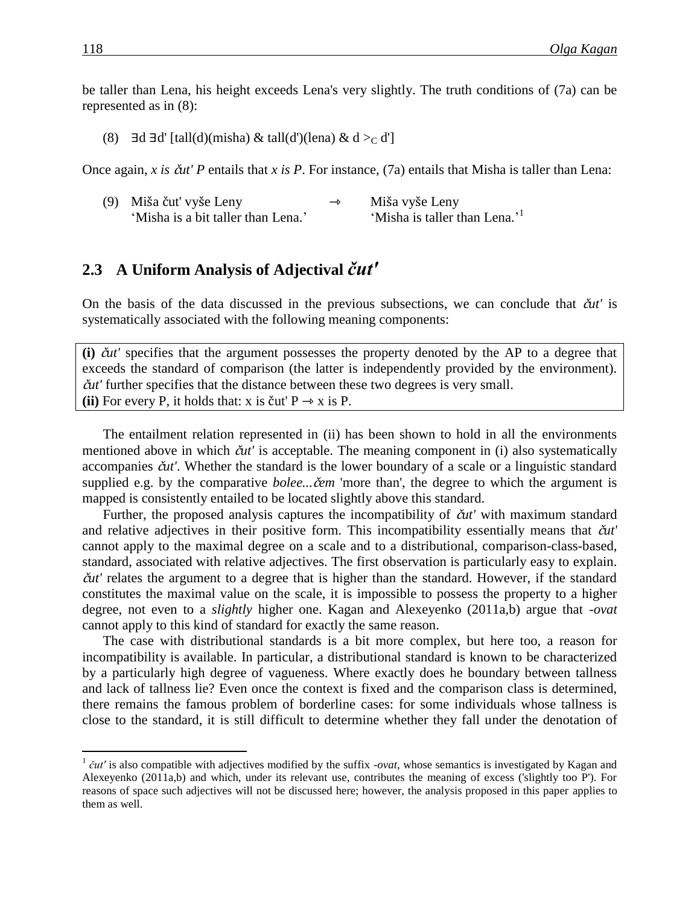be taller than Lena, his height exceeds Lena's very slightly. The truth conditions of (7a) can be represented as in (8):

(8) $\exists d\ \exists d'\ [tall(d)(misha)\ \&\ tall(d')(lena)\ \&\ d >_C d']$

Once again, *x is čut' P* entails that *x is P*. For instance, (7a) entails that Misha is taller than Lena:

(9) Miša čut' vyše Leny → Miša vyše Leny
'Misha is a bit taller than Lena.' 'Misha is taller than Lena.'[1]

## 2.3 A Uniform Analysis of Adjectival *čut'*

On the basis of the data discussed in the previous subsections, we can conclude that *čut'* is systematically associated with the following meaning components:

**(i)** *čut'* specifies that the argument possesses the property denoted by the AP to a degree that exceeds the standard of comparison (the latter is independently provided by the environment). *čut'* further specifies that the distance between these two degrees is very small.
**(ii)** For every P, it holds that: x is čut' P → x is P.

The entailment relation represented in (ii) has been shown to hold in all the environments mentioned above in which *čut'* is acceptable. The meaning component in (i) also systematically accompanies *čut'*. Whether the standard is the lower boundary of a scale or a linguistic standard supplied e.g. by the comparative *bolee...čem* 'more than', the degree to which the argument is mapped is consistently entailed to be located slightly above this standard.

Further, the proposed analysis captures the incompatibility of *čut'* with maximum standard and relative adjectives in their positive form. This incompatibility essentially means that *čut'* cannot apply to the maximal degree on a scale and to a distributional, comparison-class-based, standard, associated with relative adjectives. The first observation is particularly easy to explain. *čut'* relates the argument to a degree that is higher than the standard. However, if the standard constitutes the maximal value on the scale, it is impossible to possess the property to a higher degree, not even to a *slightly* higher one. Kagan and Alexeyenko (2011a,b) argue that *-ovat* cannot apply to this kind of standard for exactly the same reason.

The case with distributional standards is a bit more complex, but here too, a reason for incompatibility is available. In particular, a distributional standard is known to be characterized by a particularly high degree of vagueness. Where exactly does he boundary between tallness and lack of tallness lie? Even once the context is fixed and the comparison class is determined, there remains the famous problem of borderline cases: for some individuals whose tallness is close to the standard, it is still difficult to determine whether they fall under the denotation of

---

[1] *čut'* is also compatible with adjectives modified by the suffix *-ovat*, whose semantics is investigated by Kagan and Alexeyenko (2011a,b) and which, under its relevant use, contributes the meaning of excess ('slightly too P'). For reasons of space such adjectives will not be discussed here; however, the analysis proposed in this paper applies to them as well.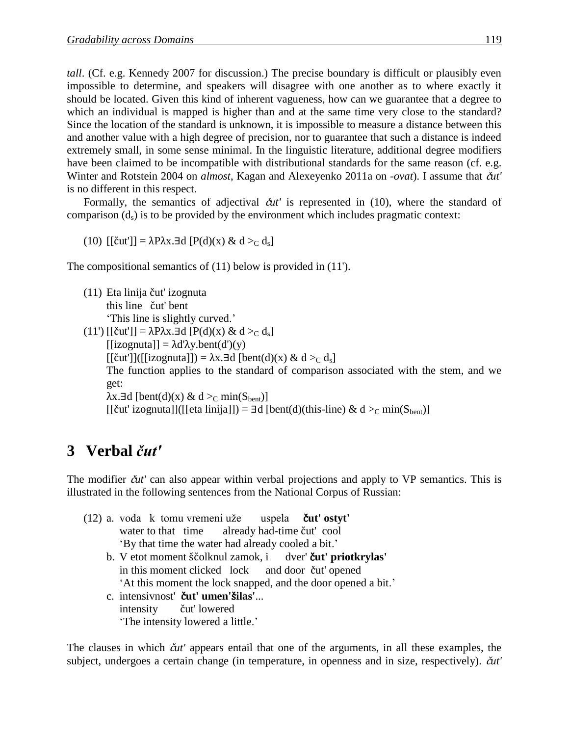*tall*. (Cf. e.g. Kennedy 2007 for discussion.) The precise boundary is difficult or plausibly even impossible to determine, and speakers will disagree with one another as to where exactly it should be located. Given this kind of inherent vagueness, how can we guarantee that a degree to which an individual is mapped is higher than and at the same time very close to the standard? Since the location of the standard is unknown, it is impossible to measure a distance between this and another value with a high degree of precision, nor to guarantee that such a distance is indeed extremely small, in some sense minimal. In the linguistic literature, additional degree modifiers have been claimed to be incompatible with distributional standards for the same reason (cf. e.g. Winter and Rotstein 2004 on *almost*, Kagan and Alexeyenko 2011a on *-ovat*). I assume that *čut'* is no different in this respect.

Formally, the semantics of adjectival *čut'* is represented in (10), where the standard of comparison ($d_s$) is to be provided by the environment which includes pragmatic context:

(10) $[[\text{čut'}]] = \lambda P \lambda x. \exists d\, [P(d)(x)\ \&\ d >_C d_s]$

The compositional semantics of (11) below is provided in (11').

(11) Eta linija čut' izognuta
this line čut' bent
'This line is slightly curved.'

(11') $[[\text{čut'}]] = \lambda P \lambda x. \exists d\, [P(d)(x)\ \&\ d >_C d_s]$
$[[\text{izognuta}]] = \lambda d' \lambda y.\text{bent}(d')(y)$
$[[\text{čut'}]]([[\text{izognuta}]]) = \lambda x. \exists d\, [\text{bent}(d)(x)\ \&\ d >_C d_s]$
The function applies to the standard of comparison associated with the stem, and we get:
$\lambda x. \exists d\, [\text{bent}(d)(x)\ \&\ d >_C \min(S_{\text{bent}})]$
$[[\text{čut' izognuta}]]([[\text{eta linija}]]) = \exists d\, [\text{bent}(d)(\text{this-line})\ \&\ d >_C \min(S_{\text{bent}})]$

# 3 Verbal *čut'*

The modifier *čut'* can also appear within verbal projections and apply to VP semantics. This is illustrated in the following sentences from the National Corpus of Russian:

(12) a. voda k tomu vremeni uže uspela **čut' ostyt'**
water to that time already had-time čut' cool
'By that time the water had already cooled a bit.'

b. V etot moment ščolknul zamok, i dver' **čut' priotkrylas'**
in this moment clicked lock and door čut' opened
'At this moment the lock snapped, and the door opened a bit.'

c. intensivnost' **čut' umen'šilas'**...
intensity čut' lowered
'The intensity lowered a little.'

The clauses in which *čut'* appears entail that one of the arguments, in all these examples, the subject, undergoes a certain change (in temperature, in openness and in size, respectively). *čut'*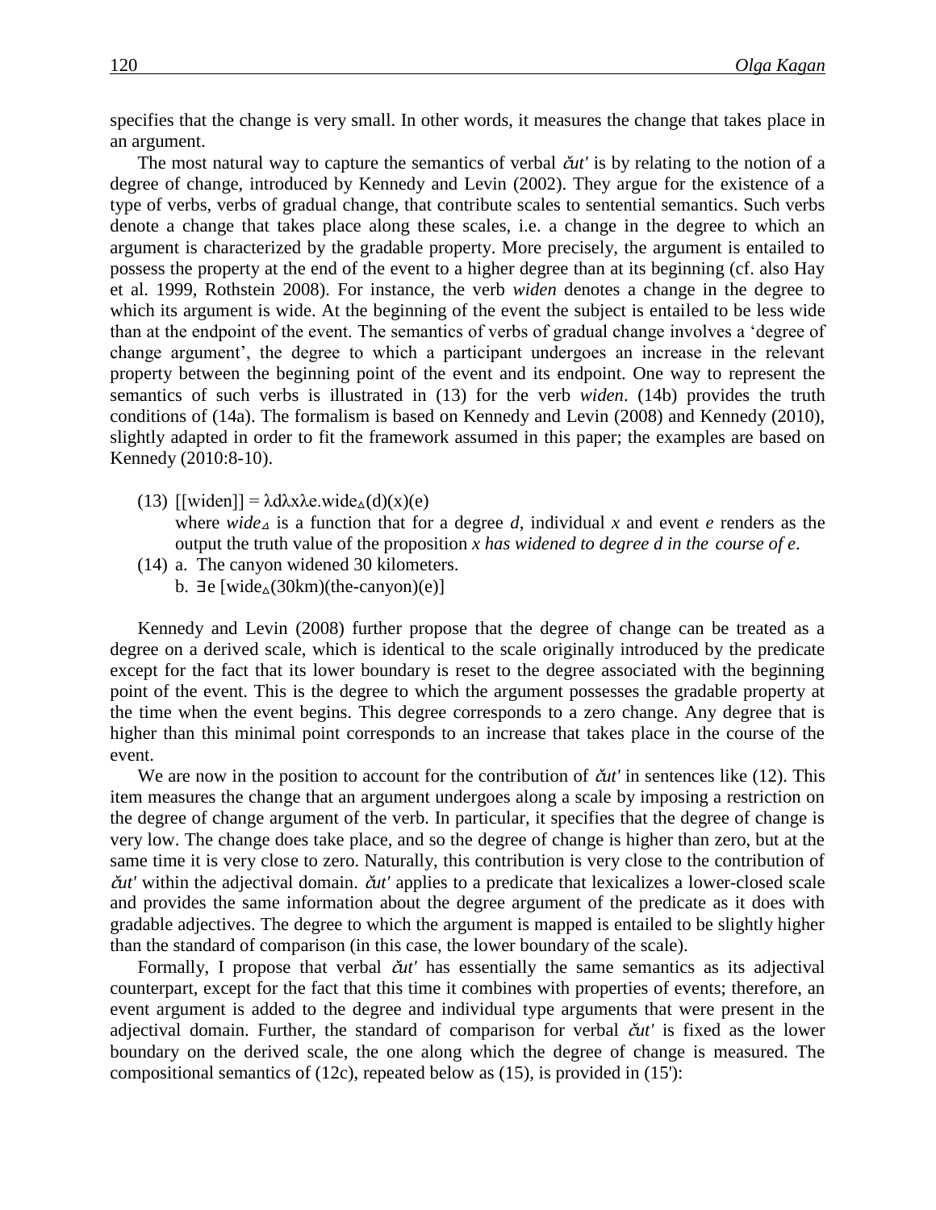specifies that the change is very small. In other words, it measures the change that takes place in an argument.

The most natural way to capture the semantics of verbal *čut'* is by relating to the notion of a degree of change, introduced by Kennedy and Levin (2002). They argue for the existence of a type of verbs, verbs of gradual change, that contribute scales to sentential semantics. Such verbs denote a change that takes place along these scales, i.e. a change in the degree to which an argument is characterized by the gradable property. More precisely, the argument is entailed to possess the property at the end of the event to a higher degree than at its beginning (cf. also Hay et al. 1999, Rothstein 2008). For instance, the verb *widen* denotes a change in the degree to which its argument is wide. At the beginning of the event the subject is entailed to be less wide than at the endpoint of the event. The semantics of verbs of gradual change involves a 'degree of change argument', the degree to which a participant undergoes an increase in the relevant property between the beginning point of the event and its endpoint. One way to represent the semantics of such verbs is illustrated in (13) for the verb *widen*. (14b) provides the truth conditions of (14a). The formalism is based on Kennedy and Levin (2008) and Kennedy (2010), slightly adapted in order to fit the framework assumed in this paper; the examples are based on Kennedy (2010:8-10).

(13) $[[\text{widen}]] = \lambda d \lambda x \lambda e.\text{wide}_{\Delta}(d)(x)(e)$
where $wide_{\Delta}$ is a function that for a degree *d*, individual *x* and event *e* renders as the output the truth value of the proposition *x has widened to degree d in the course of e*.

(14) a. The canyon widened 30 kilometers.
b. $\exists e\ [\text{wide}_{\Delta}(30\text{km})(\text{the-canyon})(e)]$

Kennedy and Levin (2008) further propose that the degree of change can be treated as a degree on a derived scale, which is identical to the scale originally introduced by the predicate except for the fact that its lower boundary is reset to the degree associated with the beginning point of the event. This is the degree to which the argument possesses the gradable property at the time when the event begins. This degree corresponds to a zero change. Any degree that is higher than this minimal point corresponds to an increase that takes place in the course of the event.

We are now in the position to account for the contribution of *čut'* in sentences like (12). This item measures the change that an argument undergoes along a scale by imposing a restriction on the degree of change argument of the verb. In particular, it specifies that the degree of change is very low. The change does take place, and so the degree of change is higher than zero, but at the same time it is very close to zero. Naturally, this contribution is very close to the contribution of *čut'* within the adjectival domain. *čut'* applies to a predicate that lexicalizes a lower-closed scale and provides the same information about the degree argument of the predicate as it does with gradable adjectives. The degree to which the argument is mapped is entailed to be slightly higher than the standard of comparison (in this case, the lower boundary of the scale).

Formally, I propose that verbal *čut'* has essentially the same semantics as its adjectival counterpart, except for the fact that this time it combines with properties of events; therefore, an event argument is added to the degree and individual type arguments that were present in the adjectival domain. Further, the standard of comparison for verbal *čut'* is fixed as the lower boundary on the derived scale, the one along which the degree of change is measured. The compositional semantics of (12c), repeated below as (15), is provided in (15'):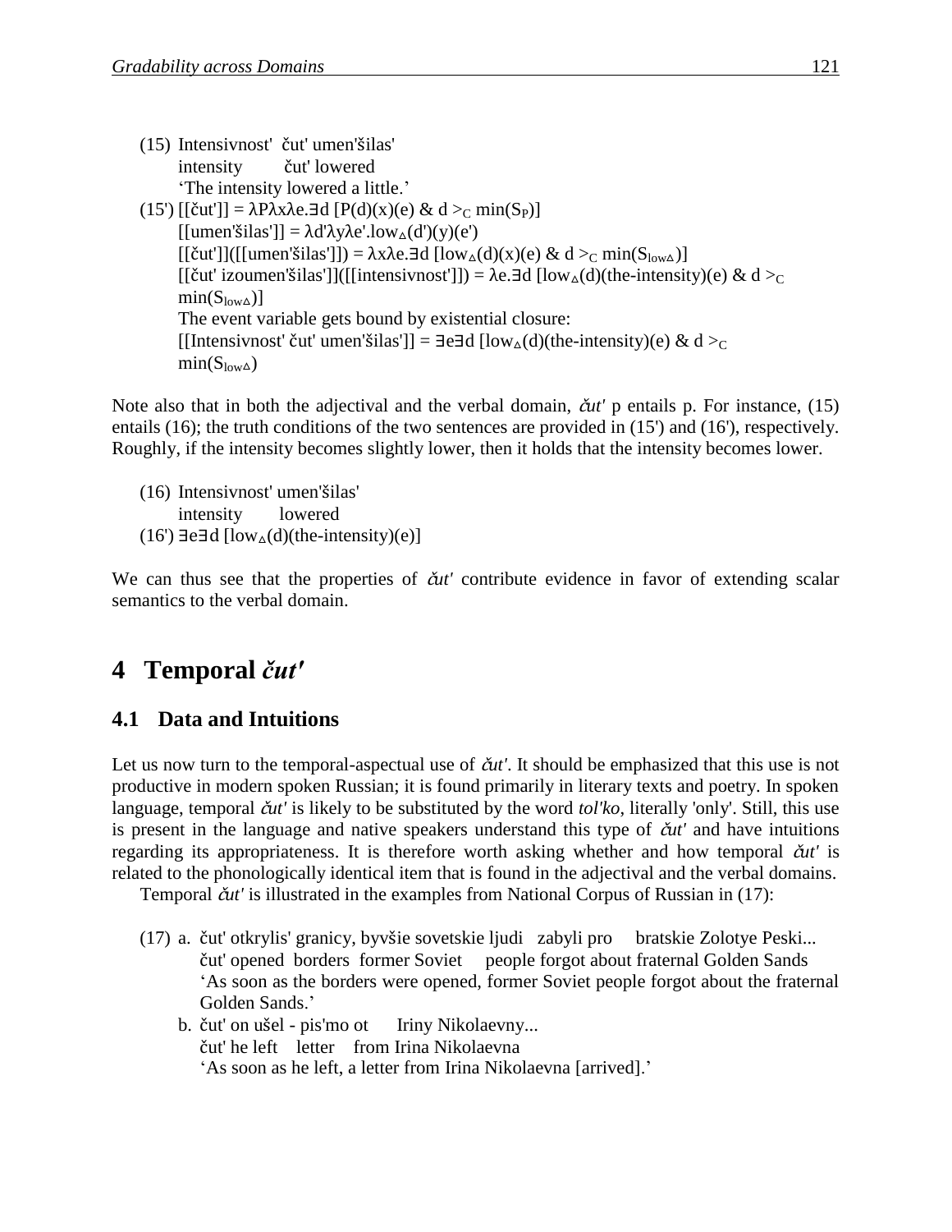(15) Intensivnost' čut' umen'šilas'
intensity čut' lowered
'The intensity lowered a little.'

(15') $[[\text{čut'}]] = \lambda P \lambda x \lambda e.\exists d\ [P(d)(x)(e)\ \&\ d >_C \min(S_P)]$
$[[\text{umen'šilas'}]] = \lambda d' \lambda y \lambda e'.\text{low}_\Delta(d')(y)(e')$
$[[\text{čut'}]]([[\text{umen'šilas'}]]) = \lambda x \lambda e.\exists d\ [\text{low}_\Delta(d)(x)(e)\ \&\ d >_C \min(S_{\text{low}\Delta})]$
$[[\text{čut' izoumen'šilas'}]]([[\text{intensivnost'}]]) = \lambda e.\exists d\ [\text{low}_\Delta(d)(\text{the-intensity})(e)\ \&\ d >_C \min(S_{\text{low}\Delta})]$
The event variable gets bound by existential closure:
$[[\text{Intensivnost' čut' umen'šilas'}]] = \exists e \exists d\ [\text{low}_\Delta(d)(\text{the-intensity})(e)\ \&\ d >_C \min(S_{\text{low}\Delta})$

Note also that in both the adjectival and the verbal domain, *čut'* p entails p. For instance, (15) entails (16); the truth conditions of the two sentences are provided in (15') and (16'), respectively. Roughly, if the intensity becomes slightly lower, then it holds that the intensity becomes lower.

(16) Intensivnost' umen'šilas'
intensity lowered

(16') $\exists e \exists d\ [\text{low}_\Delta(d)(\text{the-intensity})(e)]$

We can thus see that the properties of *čut'* contribute evidence in favor of extending scalar semantics to the verbal domain.

# 4 Temporal *čut'*

## 4.1 Data and Intuitions

Let us now turn to the temporal-aspectual use of *čut'*. It should be emphasized that this use is not productive in modern spoken Russian; it is found primarily in literary texts and poetry. In spoken language, temporal *čut'* is likely to be substituted by the word *tol'ko*, literally 'only'. Still, this use is present in the language and native speakers understand this type of *čut'* and have intuitions regarding its appropriateness. It is therefore worth asking whether and how temporal *čut'* is related to the phonologically identical item that is found in the adjectival and the verbal domains.

Temporal *čut'* is illustrated in the examples from National Corpus of Russian in (17):

(17) a. čut' otkrylis' granicy, byvšie sovetskie ljudi zabyli pro bratskie Zolotye Peski...
čut' opened borders former Soviet people forgot about fraternal Golden Sands
'As soon as the borders were opened, former Soviet people forgot about the fraternal Golden Sands.'

b. čut' on ušel - pis'mo ot Iriny Nikolaevny...
čut' he left letter from Irina Nikolaevna
'As soon as he left, a letter from Irina Nikolaevna [arrived].'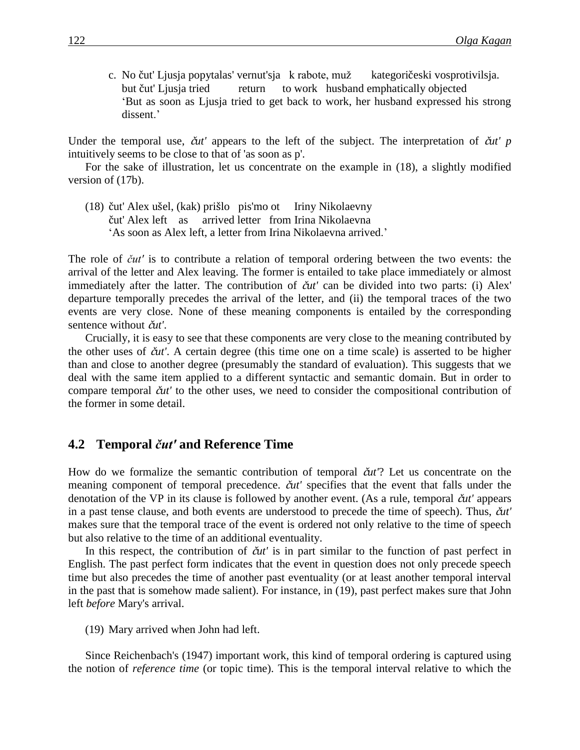c. No čut' Ljusja popytalas' vernut'sja k rabote, muž kategoričeski vosprotivilsja.
   but čut' Ljusja tried return to work husband emphatically objected
   'But as soon as Ljusja tried to get back to work, her husband expressed his strong dissent.'

Under the temporal use, *čut'* appears to the left of the subject. The interpretation of *čut' p* intuitively seems to be close to that of 'as soon as p'.

For the sake of illustration, let us concentrate on the example in (18), a slightly modified version of (17b).

(18) čut' Alex ušel, (kak) prišlo pis'mo ot Iriny Nikolaevny
     čut' Alex left as arrived letter from Irina Nikolaevna
     'As soon as Alex left, a letter from Irina Nikolaevna arrived.'

The role of *čut'* is to contribute a relation of temporal ordering between the two events: the arrival of the letter and Alex leaving. The former is entailed to take place immediately or almost immediately after the latter. The contribution of *čut'* can be divided into two parts: (i) Alex' departure temporally precedes the arrival of the letter, and (ii) the temporal traces of the two events are very close. None of these meaning components is entailed by the corresponding sentence without *čut'*.

Crucially, it is easy to see that these components are very close to the meaning contributed by the other uses of *čut'*. A certain degree (this time one on a time scale) is asserted to be higher than and close to another degree (presumably the standard of evaluation). This suggests that we deal with the same item applied to a different syntactic and semantic domain. But in order to compare temporal *čut'* to the other uses, we need to consider the compositional contribution of the former in some detail.

## 4.2 Temporal *čut'* and Reference Time

How do we formalize the semantic contribution of temporal *čut'*? Let us concentrate on the meaning component of temporal precedence. *čut'* specifies that the event that falls under the denotation of the VP in its clause is followed by another event. (As a rule, temporal *čut'* appears in a past tense clause, and both events are understood to precede the time of speech). Thus, *čut'* makes sure that the temporal trace of the event is ordered not only relative to the time of speech but also relative to the time of an additional eventuality.

In this respect, the contribution of *čut'* is in part similar to the function of past perfect in English. The past perfect form indicates that the event in question does not only precede speech time but also precedes the time of another past eventuality (or at least another temporal interval in the past that is somehow made salient). For instance, in (19), past perfect makes sure that John left *before* Mary's arrival.

(19) Mary arrived when John had left.

Since Reichenbach's (1947) important work, this kind of temporal ordering is captured using the notion of *reference time* (or topic time). This is the temporal interval relative to which the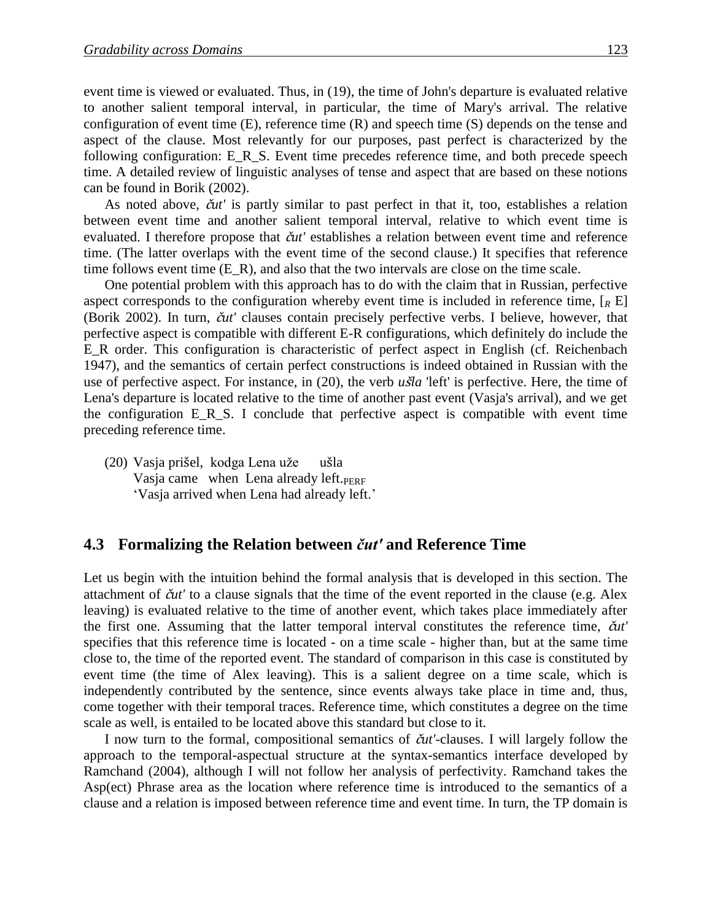event time is viewed or evaluated. Thus, in (19), the time of John's departure is evaluated relative to another salient temporal interval, in particular, the time of Mary's arrival. The relative configuration of event time (E), reference time (R) and speech time (S) depends on the tense and aspect of the clause. Most relevantly for our purposes, past perfect is characterized by the following configuration: E_R_S. Event time precedes reference time, and both precede speech time. A detailed review of linguistic analyses of tense and aspect that are based on these notions can be found in Borik (2002).

As noted above, *čut'* is partly similar to past perfect in that it, too, establishes a relation between event time and another salient temporal interval, relative to which event time is evaluated. I therefore propose that *čut'* establishes a relation between event time and reference time. (The latter overlaps with the event time of the second clause.) It specifies that reference time follows event time (E_R), and also that the two intervals are close on the time scale.

One potential problem with this approach has to do with the claim that in Russian, perfective aspect corresponds to the configuration whereby event time is included in reference time, [$_R$ E] (Borik 2002). In turn, *čut'* clauses contain precisely perfective verbs. I believe, however, that perfective aspect is compatible with different E-R configurations, which definitely do include the E_R order. This configuration is characteristic of perfect aspect in English (cf. Reichenbach 1947), and the semantics of certain perfect constructions is indeed obtained in Russian with the use of perfective aspect. For instance, in (20), the verb *ušla* 'left' is perfective. Here, the time of Lena's departure is located relative to the time of another past event (Vasja's arrival), and we get the configuration E_R_S. I conclude that perfective aspect is compatible with event time preceding reference time.

(20) Vasja prišel, kodga Lena uže ušla
Vasja came when Lena already left.$_{\text{PERF}}$
'Vasja arrived when Lena had already left.'

## 4.3 Formalizing the Relation between *čut'* and Reference Time

Let us begin with the intuition behind the formal analysis that is developed in this section. The attachment of *čut'* to a clause signals that the time of the event reported in the clause (e.g. Alex leaving) is evaluated relative to the time of another event, which takes place immediately after the first one. Assuming that the latter temporal interval constitutes the reference time, *čut'* specifies that this reference time is located - on a time scale - higher than, but at the same time close to, the time of the reported event. The standard of comparison in this case is constituted by event time (the time of Alex leaving). This is a salient degree on a time scale, which is independently contributed by the sentence, since events always take place in time and, thus, come together with their temporal traces. Reference time, which constitutes a degree on the time scale as well, is entailed to be located above this standard but close to it.

I now turn to the formal, compositional semantics of *čut'*-clauses. I will largely follow the approach to the temporal-aspectual structure at the syntax-semantics interface developed by Ramchand (2004), although I will not follow her analysis of perfectivity. Ramchand takes the Asp(ect) Phrase area as the location where reference time is introduced to the semantics of a clause and a relation is imposed between reference time and event time. In turn, the TP domain is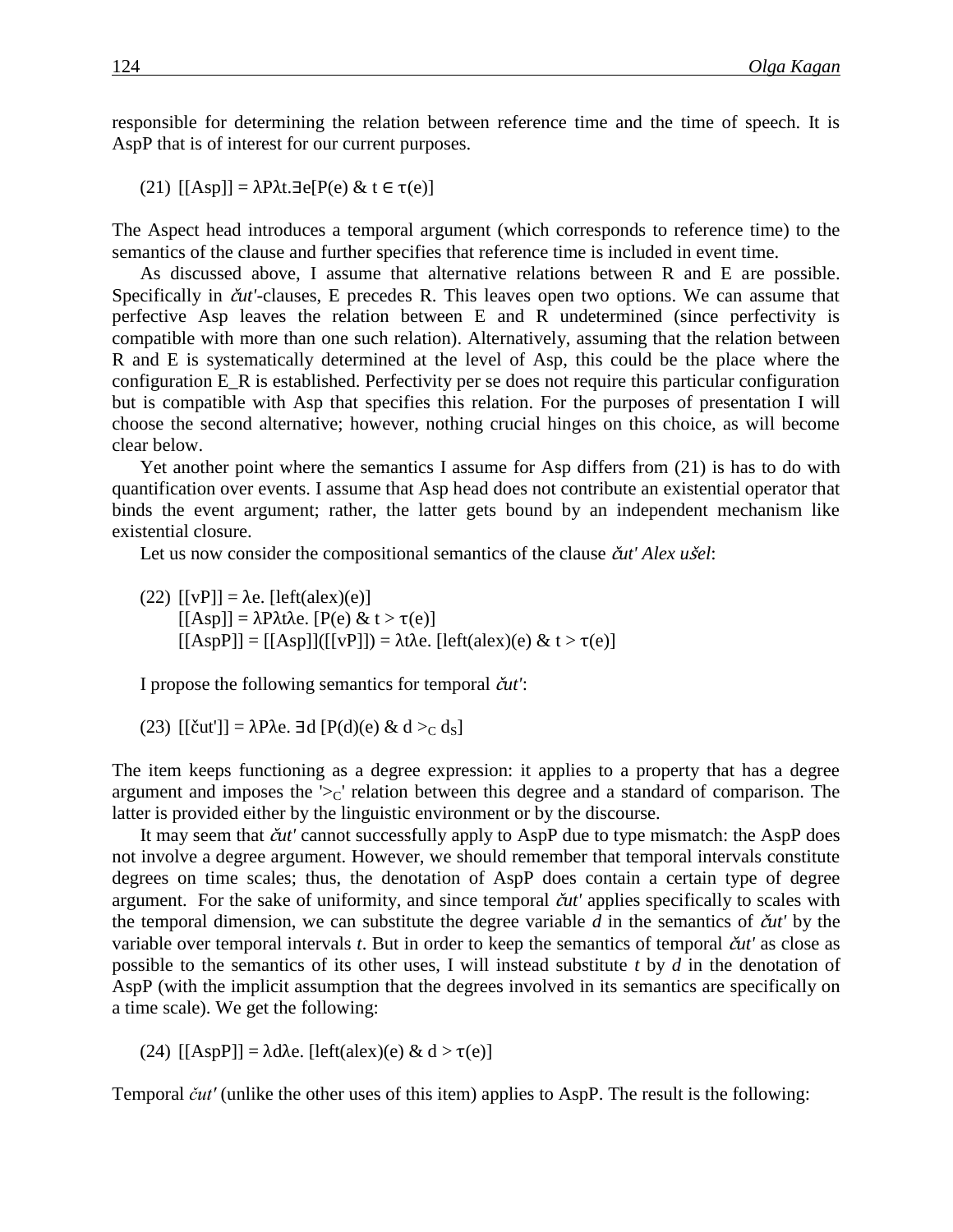responsible for determining the relation between reference time and the time of speech. It is AspP that is of interest for our current purposes.

(21) $[[\text{Asp}]] = \lambda P \lambda t. \exists e[P(e) \; \& \; t \in \tau(e)]$

The Aspect head introduces a temporal argument (which corresponds to reference time) to the semantics of the clause and further specifies that reference time is included in event time.

As discussed above, I assume that alternative relations between R and E are possible. Specifically in *čut'*-clauses, E precedes R. This leaves open two options. We can assume that perfective Asp leaves the relation between E and R undetermined (since perfectivity is compatible with more than one such relation). Alternatively, assuming that the relation between R and E is systematically determined at the level of Asp, this could be the place where the configuration E_R is established. Perfectivity per se does not require this particular configuration but is compatible with Asp that specifies this relation. For the purposes of presentation I will choose the second alternative; however, nothing crucial hinges on this choice, as will become clear below.

Yet another point where the semantics I assume for Asp differs from (21) is has to do with quantification over events. I assume that Asp head does not contribute an existential operator that binds the event argument; rather, the latter gets bound by an independent mechanism like existential closure.

Let us now consider the compositional semantics of the clause *čut' Alex ušel*:

(22) $[[\text{vP}]] = \lambda e. [\text{left(alex)}(e)]$
$[[\text{Asp}]] = \lambda P \lambda t \lambda e. [P(e) \; \& \; t > \tau(e)]$
$[[\text{AspP}]] = [[\text{Asp}]]([[\text{vP}]]) = \lambda t \lambda e. [\text{left(alex)}(e) \; \& \; t > \tau(e)]$

I propose the following semantics for temporal *čut'*:

(23) $[[\text{čut'}]] = \lambda P \lambda e. \; \exists d \; [P(d)(e) \; \& \; d >_C d_S]$

The item keeps functioning as a degree expression: it applies to a property that has a degree argument and imposes the '$>_C$' relation between this degree and a standard of comparison. The latter is provided either by the linguistic environment or by the discourse.

It may seem that *čut'* cannot successfully apply to AspP due to type mismatch: the AspP does not involve a degree argument. However, we should remember that temporal intervals constitute degrees on time scales; thus, the denotation of AspP does contain a certain type of degree argument. For the sake of uniformity, and since temporal *čut'* applies specifically to scales with the temporal dimension, we can substitute the degree variable *d* in the semantics of *čut'* by the variable over temporal intervals *t*. But in order to keep the semantics of temporal *čut'* as close as possible to the semantics of its other uses, I will instead substitute *t* by *d* in the denotation of AspP (with the implicit assumption that the degrees involved in its semantics are specifically on a time scale). We get the following:

(24) $[[\text{AspP}]] = \lambda d \lambda e. [\text{left(alex)}(e) \; \& \; d > \tau(e)]$

Temporal *čut'* (unlike the other uses of this item) applies to AspP. The result is the following: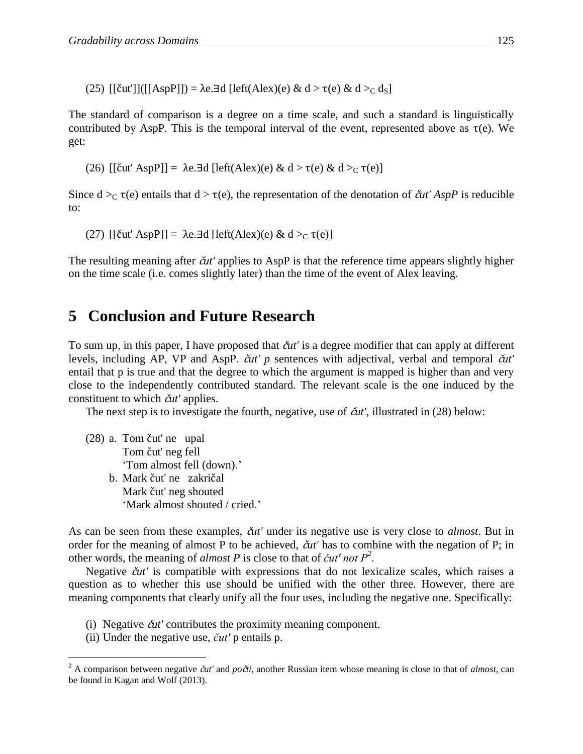(25) $[[\text{čut'}]]([[\text{AspP}]]) = \lambda e.\exists d\ [\text{left(Alex)}(e)\ \&\ d > \tau(e)\ \&\ d >_C d_S]$

The standard of comparison is a degree on a time scale, and such a standard is linguistically contributed by AspP. This is the temporal interval of the event, represented above as $\tau(e)$. We get:

(26) $[[\text{čut' AspP}]] = \lambda e.\exists d\ [\text{left(Alex)}(e)\ \&\ d > \tau(e)\ \&\ d >_C \tau(e)]$

Since $d >_C \tau(e)$ entails that $d > \tau(e)$, the representation of the denotation of *čut' AspP* is reducible to:

(27) $[[\text{čut' AspP}]] = \lambda e.\exists d\ [\text{left(Alex)}(e)\ \&\ d >_C \tau(e)]$

The resulting meaning after *čut'* applies to AspP is that the reference time appears slightly higher on the time scale (i.e. comes slightly later) than the time of the event of Alex leaving.

# 5 Conclusion and Future Research

To sum up, in this paper, I have proposed that *čut'* is a degree modifier that can apply at different levels, including AP, VP and AspP. *čut' p* sentences with adjectival, verbal and temporal *čut'* entail that p is true and that the degree to which the argument is mapped is higher than and very close to the independently contributed standard. The relevant scale is the one induced by the constituent to which *čut'* applies.

The next step is to investigate the fourth, negative, use of *čut'*, illustrated in (28) below:

(28) a. Tom čut' ne upal
   Tom čut' neg fell
   'Tom almost fell (down).'

   b. Mark čut' ne zakričal
   Mark čut' neg shouted
   'Mark almost shouted / cried.'

As can be seen from these examples, *čut'* under its negative use is very close to *almost*. But in order for the meaning of almost P to be achieved, *čut'* has to combine with the negation of P; in other words, the meaning of *almost P* is close to that of *čut' not P*[2].

Negative *čut'* is compatible with expressions that do not lexicalize scales, which raises a question as to whether this use should be unified with the other three. However, there are meaning components that clearly unify all the four uses, including the negative one. Specifically:

(i) Negative *čut'* contributes the proximity meaning component.
(ii) Under the negative use, *čut'* p entails p.

---

[2] A comparison between negative *čut'* and *počti*, another Russian item whose meaning is close to that of *almost*, can be found in Kagan and Wolf (2013).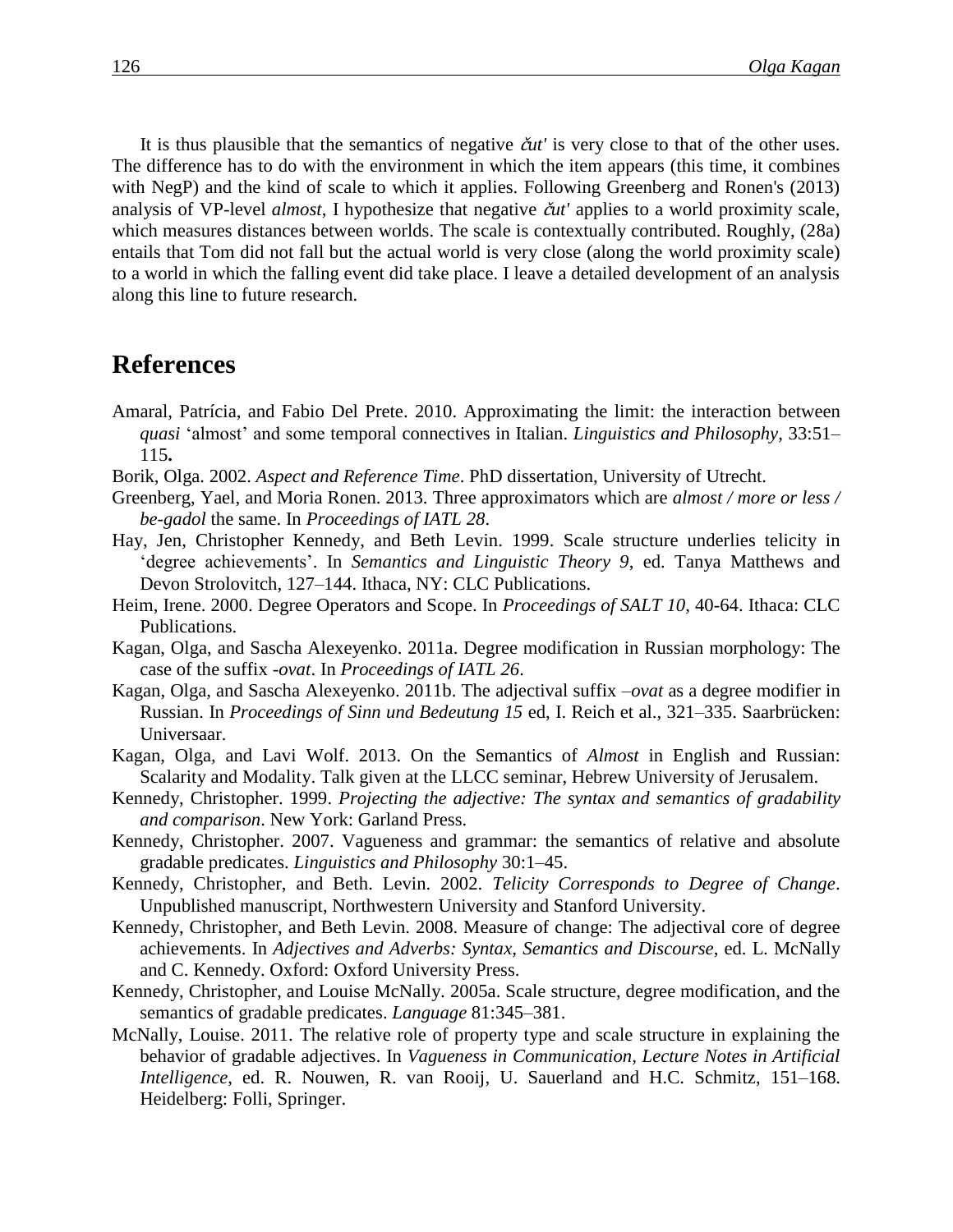It is thus plausible that the semantics of negative *čut'* is very close to that of the other uses. The difference has to do with the environment in which the item appears (this time, it combines with NegP) and the kind of scale to which it applies. Following Greenberg and Ronen's (2013) analysis of VP-level *almost*, I hypothesize that negative *čut'* applies to a world proximity scale, which measures distances between worlds. The scale is contextually contributed. Roughly, (28a) entails that Tom did not fall but the actual world is very close (along the world proximity scale) to a world in which the falling event did take place. I leave a detailed development of an analysis along this line to future research.

## References

Amaral, Patrícia, and Fabio Del Prete. 2010. Approximating the limit: the interaction between *quasi* 'almost' and some temporal connectives in Italian. *Linguistics and Philosophy*, 33:51–115**.**

Borik, Olga. 2002. *Aspect and Reference Time*. PhD dissertation, University of Utrecht.

Greenberg, Yael, and Moria Ronen. 2013. Three approximators which are *almost / more or less / be-gadol* the same. In *Proceedings of IATL 28*.

Hay, Jen, Christopher Kennedy, and Beth Levin. 1999. Scale structure underlies telicity in 'degree achievements'. In *Semantics and Linguistic Theory 9*, ed. Tanya Matthews and Devon Strolovitch, 127–144. Ithaca, NY: CLC Publications.

Heim, Irene. 2000. Degree Operators and Scope. In *Proceedings of SALT 10*, 40-64. Ithaca: CLC Publications.

Kagan, Olga, and Sascha Alexeyenko. 2011a. Degree modification in Russian morphology: The case of the suffix -*ovat*. In *Proceedings of IATL 26*.

Kagan, Olga, and Sascha Alexeyenko. 2011b. The adjectival suffix –*ovat* as a degree modifier in Russian. In *Proceedings of Sinn und Bedeutung 15* ed, I. Reich et al., 321–335. Saarbrücken: Universaar.

Kagan, Olga, and Lavi Wolf. 2013. On the Semantics of *Almost* in English and Russian: Scalarity and Modality. Talk given at the LLCC seminar, Hebrew University of Jerusalem.

Kennedy, Christopher. 1999. *Projecting the adjective: The syntax and semantics of gradability and comparison*. New York: Garland Press.

Kennedy, Christopher. 2007. Vagueness and grammar: the semantics of relative and absolute gradable predicates. *Linguistics and Philosophy* 30:1–45.

Kennedy, Christopher, and Beth. Levin. 2002. *Telicity Corresponds to Degree of Change*. Unpublished manuscript, Northwestern University and Stanford University.

Kennedy, Christopher, and Beth Levin. 2008. Measure of change: The adjectival core of degree achievements. In *Adjectives and Adverbs: Syntax, Semantics and Discourse*, ed. L. McNally and C. Kennedy. Oxford: Oxford University Press.

Kennedy, Christopher, and Louise McNally. 2005a. Scale structure, degree modification, and the semantics of gradable predicates. *Language* 81:345–381.

McNally, Louise. 2011. The relative role of property type and scale structure in explaining the behavior of gradable adjectives. In *Vagueness in Communication, Lecture Notes in Artificial Intelligence*, ed. R. Nouwen, R. van Rooij, U. Sauerland and H.C. Schmitz, 151–168. Heidelberg: Folli, Springer.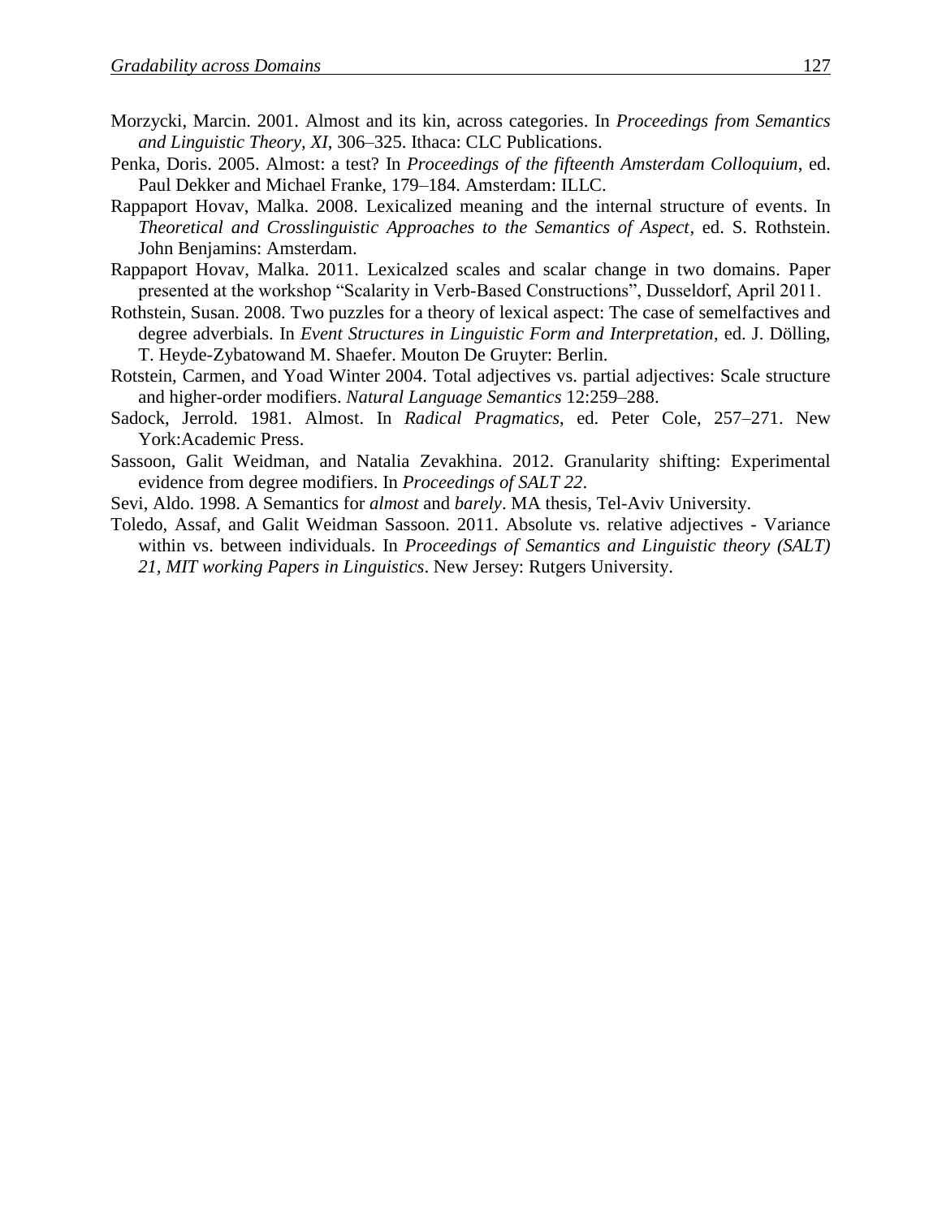Morzycki, Marcin. 2001. Almost and its kin, across categories. In *Proceedings from Semantics and Linguistic Theory, XI*, 306–325. Ithaca: CLC Publications.

Penka, Doris. 2005. Almost: a test? In *Proceedings of the fifteenth Amsterdam Colloquium*, ed. Paul Dekker and Michael Franke, 179–184. Amsterdam: ILLC.

Rappaport Hovav, Malka. 2008. Lexicalized meaning and the internal structure of events. In *Theoretical and Crosslinguistic Approaches to the Semantics of Aspect*, ed. S. Rothstein. John Benjamins: Amsterdam.

Rappaport Hovav, Malka. 2011. Lexicalzed scales and scalar change in two domains. Paper presented at the workshop "Scalarity in Verb-Based Constructions", Dusseldorf, April 2011.

Rothstein, Susan. 2008. Two puzzles for a theory of lexical aspect: The case of semelfactives and degree adverbials. In *Event Structures in Linguistic Form and Interpretation*, ed. J. Dölling, T. Heyde-Zybatowand M. Shaefer. Mouton De Gruyter: Berlin.

Rotstein, Carmen, and Yoad Winter 2004. Total adjectives vs. partial adjectives: Scale structure and higher-order modifiers. *Natural Language Semantics* 12:259–288.

Sadock, Jerrold. 1981. Almost. In *Radical Pragmatics*, ed. Peter Cole, 257–271. New York:Academic Press.

Sassoon, Galit Weidman, and Natalia Zevakhina. 2012. Granularity shifting: Experimental evidence from degree modifiers. In *Proceedings of SALT 22*.

Sevi, Aldo. 1998. A Semantics for *almost* and *barely*. MA thesis, Tel-Aviv University.

Toledo, Assaf, and Galit Weidman Sassoon. 2011. Absolute vs. relative adjectives - Variance within vs. between individuals. In *Proceedings of Semantics and Linguistic theory (SALT) 21, MIT working Papers in Linguistics*. New Jersey: Rutgers University.